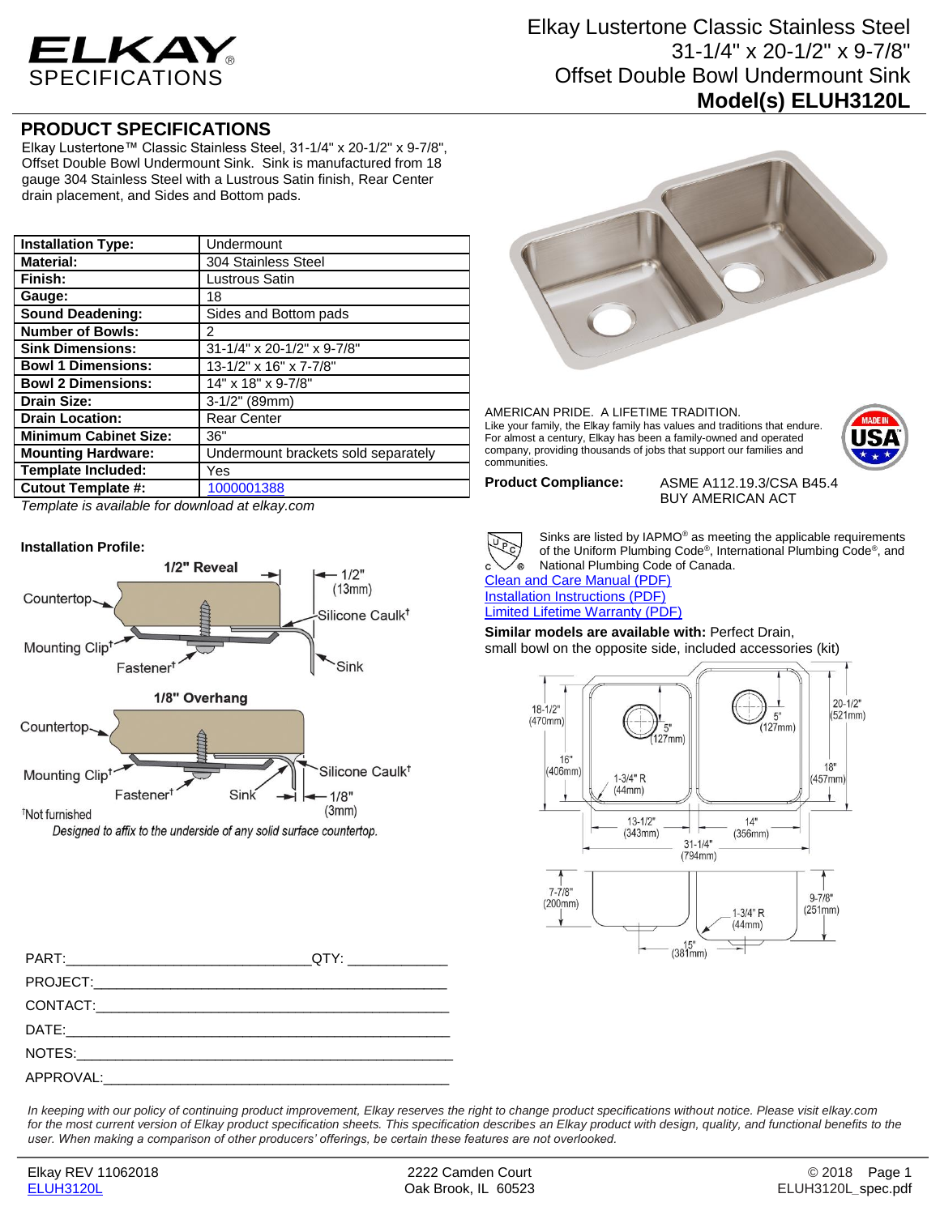# ELKAY SPECIFICATIONS

Elkay Lustertone Classic Stainless Steel
31-1/4" x 20-1/2" x 9-7/8"
Offset Double Bowl Undermount Sink
**Model(s) ELUH3120L**

## PRODUCT SPECIFICATIONS

Elkay Lustertone™ Classic Stainless Steel, 31-1/4" x 20-1/2" x 9-7/8", Offset Double Bowl Undermount Sink. Sink is manufactured from 18 gauge 304 Stainless Steel with a Lustrous Satin finish, Rear Center drain placement, and Sides and Bottom pads.

| | |
|---|---|
| **Installation Type:** | Undermount |
| **Material:** | 304 Stainless Steel |
| **Finish:** | Lustrous Satin |
| **Gauge:** | 18 |
| **Sound Deadening:** | Sides and Bottom pads |
| **Number of Bowls:** | 2 |
| **Sink Dimensions:** | 31-1/4" x 20-1/2" x 9-7/8" |
| **Bowl 1 Dimensions:** | 13-1/2" x 16" x 7-7/8" |
| **Bowl 2 Dimensions:** | 14" x 18" x 9-7/8" |
| **Drain Size:** | 3-1/2" (89mm) |
| **Drain Location:** | Rear Center |
| **Minimum Cabinet Size:** | 36" |
| **Mounting Hardware:** | Undermount brackets sold separately |
| **Template Included:** | Yes |
| **Cutout Template #:** | 1000001388 |

*Template is available for download at elkay.com*

AMERICAN PRIDE. A LIFETIME TRADITION.
Like your family, the Elkay family has values and traditions that endure. For almost a century, Elkay has been a family-owned and operated company, providing thousands of jobs that support our families and communities.

**Product Compliance:** ASME A112.19.3/CSA B45.4
BUY AMERICAN ACT

**Installation Profile:**

1/2" Reveal — Countertop, Mounting Clip†, Fastener†, 1/2" (13mm), Silicone Caulk†, Sink

1/8" Overhang — Countertop, Mounting Clip†, Fastener†, Sink, Silicone Caulk†, 1/8" (3mm)

†Not furnished

*Designed to affix to the underside of any solid surface countertop.*

Sinks are listed by IAPMO® as meeting the applicable requirements of the Uniform Plumbing Code®, International Plumbing Code®, and National Plumbing Code of Canada.

Clean and Care Manual (PDF)
Installation Instructions (PDF)
Limited Lifetime Warranty (PDF)

**Similar models are available with:** Perfect Drain, small bowl on the opposite side, included accessories (kit)

Drawing dimensions: 18-1/2" (470mm); 16" (406mm); 5" (127mm); 1-3/4" R (44mm); 13-1/2" (343mm); 14" (356mm); 31-1/4" (794mm); 5" (127mm); 20-1/2" (521mm); 18" (457mm); 7-7/8" (200mm); 9-7/8" (251mm); 1-3/4" R (44mm); 15" (381mm)

PART:_______________ QTY: ___________

PROJECT:_______________

CONTACT:_______________

DATE:_______________

NOTES:_______________

APPROVAL:_______________

*In keeping with our policy of continuing product improvement, Elkay reserves the right to change product specifications without notice. Please visit elkay.com for the most current version of Elkay product specification sheets. This specification describes an Elkay product with design, quality, and functional benefits to the user. When making a comparison of other producers' offerings, be certain these features are not overlooked.*

Elkay REV 11062018
ELUH3120L

2222 Camden Court
Oak Brook, IL 60523

© 2018
ELUH3120L_spec.pdf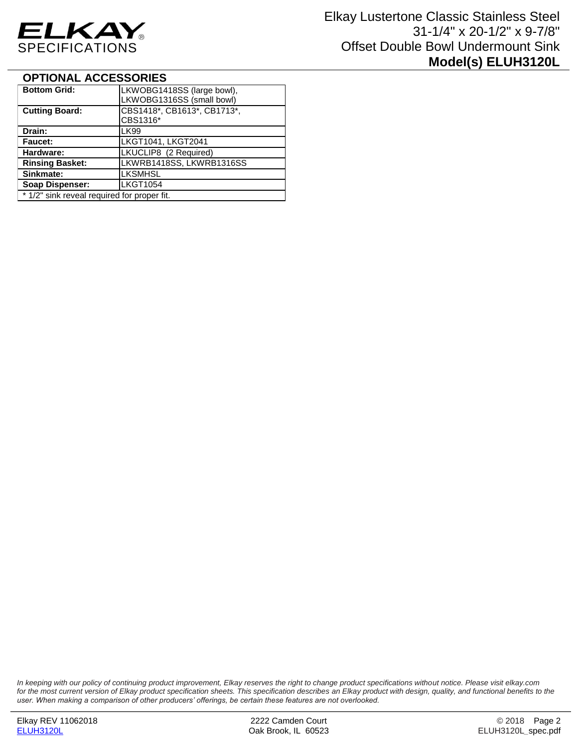# OPTIONAL ACCESSORIES

| | |
|---|---|
| **Bottom Grid:** | LKWOBG1418SS (large bowl), LKWOBG1316SS (small bowl) |
| **Cutting Board:** | CBS1418*, CB1613*, CB1713*, CBS1316* |
| **Drain:** | LK99 |
| **Faucet:** | LKGT1041, LKGT2041 |
| **Hardware:** | LKUCLIP8 (2 Required) |
| **Rinsing Basket:** | LKWRB1418SS, LKWRB1316SS |
| **Sinkmate:** | LKSMHSL |
| **Soap Dispenser:** | LKGT1054 |
| * 1/2" sink reveal required for proper fit. | |

*In keeping with our policy of continuing product improvement, Elkay reserves the right to change product specifications without notice. Please visit elkay.com for the most current version of Elkay product specification sheets. This specification describes an Elkay product with design, quality, and functional benefits to the user. When making a comparison of other producers' offerings, be certain these features are not overlooked.*

Elkay REV 11062018
ELUH3120L

2222 Camden Court
Oak Brook, IL 60523

© 2018
ELUH3120L_spec.pdf